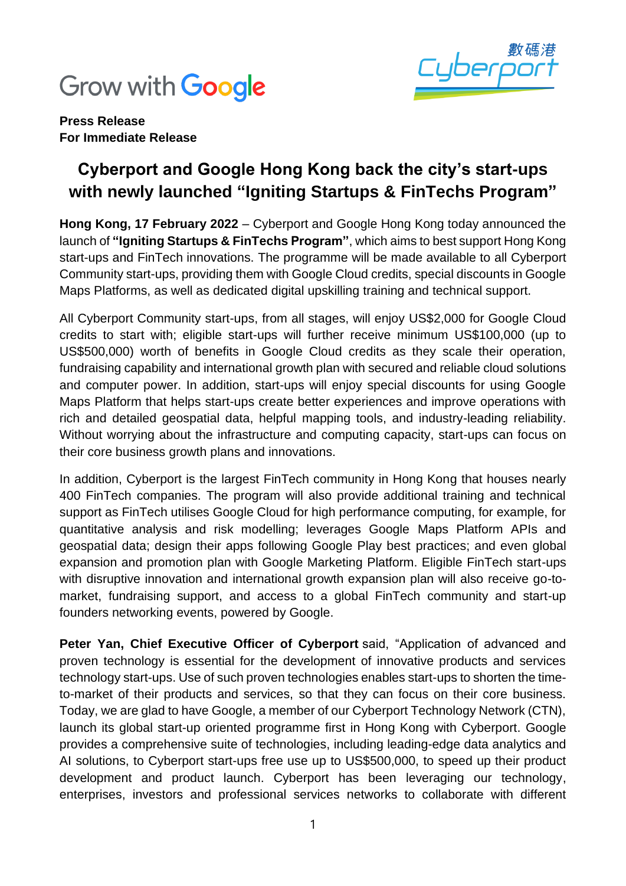Grow with Google

數碼港 Cyberport

**Press Release**
**For Immediate Release**

# Cyberport and Google Hong Kong back the city's start-ups with newly launched "Igniting Startups & FinTechs Program"

**Hong Kong, 17 February 2022** – Cyberport and Google Hong Kong today announced the launch of **"Igniting Startups & FinTechs Program"**, which aims to best support Hong Kong start-ups and FinTech innovations. The programme will be made available to all Cyberport Community start-ups, providing them with Google Cloud credits, special discounts in Google Maps Platforms, as well as dedicated digital upskilling training and technical support.

All Cyberport Community start-ups, from all stages, will enjoy US$2,000 for Google Cloud credits to start with; eligible start-ups will further receive minimum US$100,000 (up to US$500,000) worth of benefits in Google Cloud credits as they scale their operation, fundraising capability and international growth plan with secured and reliable cloud solutions and computer power. In addition, start-ups will enjoy special discounts for using Google Maps Platform that helps start-ups create better experiences and improve operations with rich and detailed geospatial data, helpful mapping tools, and industry-leading reliability. Without worrying about the infrastructure and computing capacity, start-ups can focus on their core business growth plans and innovations.

In addition, Cyberport is the largest FinTech community in Hong Kong that houses nearly 400 FinTech companies. The program will also provide additional training and technical support as FinTech utilises Google Cloud for high performance computing, for example, for quantitative analysis and risk modelling; leverages Google Maps Platform APIs and geospatial data; design their apps following Google Play best practices; and even global expansion and promotion plan with Google Marketing Platform. Eligible FinTech start-ups with disruptive innovation and international growth expansion plan will also receive go-to-market, fundraising support, and access to a global FinTech community and start-up founders networking events, powered by Google.

**Peter Yan, Chief Executive Officer of Cyberport** said, "Application of advanced and proven technology is essential for the development of innovative products and services technology start-ups. Use of such proven technologies enables start-ups to shorten the time-to-market of their products and services, so that they can focus on their core business. Today, we are glad to have Google, a member of our Cyberport Technology Network (CTN), launch its global start-up oriented programme first in Hong Kong with Cyberport. Google provides a comprehensive suite of technologies, including leading-edge data analytics and AI solutions, to Cyberport start-ups free use up to US$500,000, to speed up their product development and product launch. Cyberport has been leveraging our technology, enterprises, investors and professional services networks to collaborate with different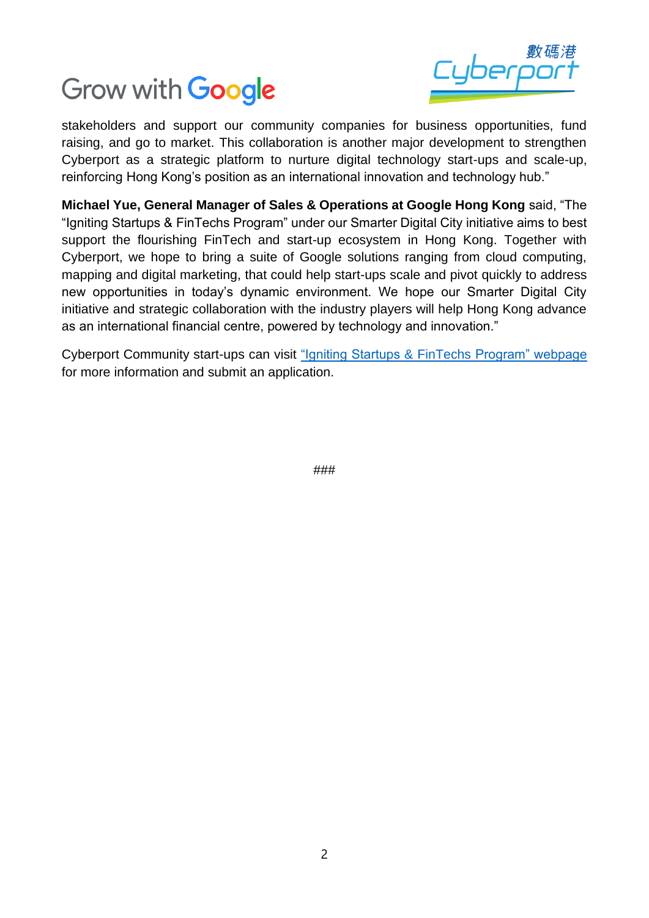stakeholders and support our community companies for business opportunities, fund raising, and go to market. This collaboration is another major development to strengthen Cyberport as a strategic platform to nurture digital technology start-ups and scale-up, reinforcing Hong Kong's position as an international innovation and technology hub."

**Michael Yue, General Manager of Sales & Operations at Google Hong Kong** said, "The "Igniting Startups & FinTechs Program" under our Smarter Digital City initiative aims to best support the flourishing FinTech and start-up ecosystem in Hong Kong. Together with Cyberport, we hope to bring a suite of Google solutions ranging from cloud computing, mapping and digital marketing, that could help start-ups scale and pivot quickly to address new opportunities in today's dynamic environment. We hope our Smarter Digital City initiative and strategic collaboration with the industry players will help Hong Kong advance as an international financial centre, powered by technology and innovation."

Cyberport Community start-ups can visit "Igniting Startups & FinTechs Program" webpage for more information and submit an application.

###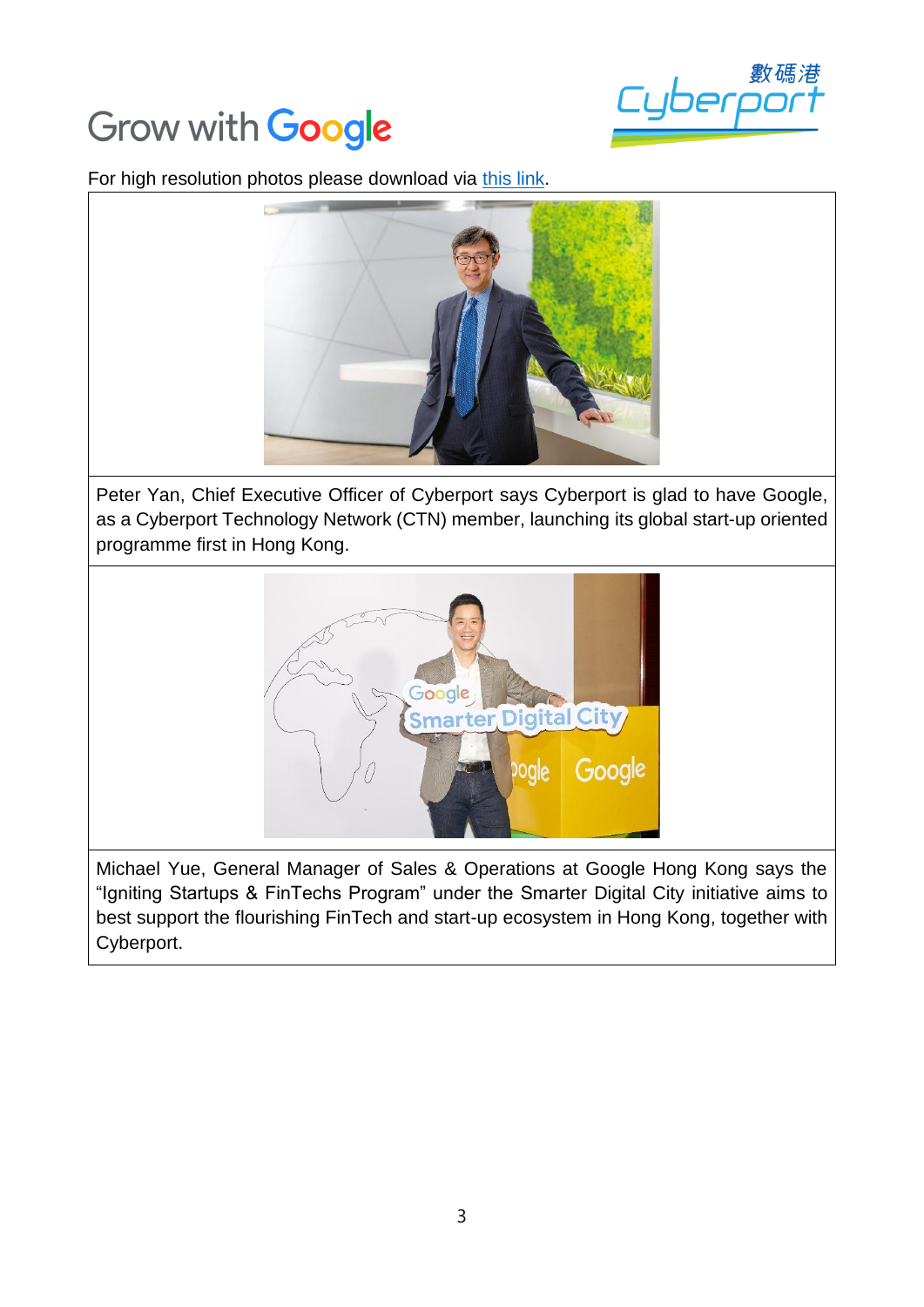For high resolution photos please download via [this link](#).

Peter Yan, Chief Executive Officer of Cyberport says Cyberport is glad to have Google, as a Cyberport Technology Network (CTN) member, launching its global start-up oriented programme first in Hong Kong.

Michael Yue, General Manager of Sales & Operations at Google Hong Kong says the "Igniting Startups & FinTechs Program" under the Smarter Digital City initiative aims to best support the flourishing FinTech and start-up ecosystem in Hong Kong, together with Cyberport.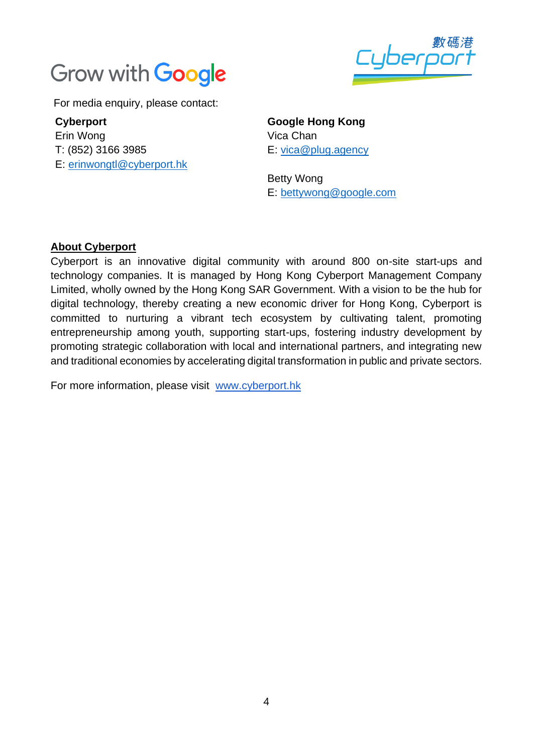For media enquiry, please contact:

**Cyberport**
Erin Wong
T: (852) 3166 3985
E: erinwongtl@cyberport.hk

**Google Hong Kong**
Vica Chan
E: vica@plug.agency

Betty Wong
E: bettywong@google.com

**About Cyberport**

Cyberport is an innovative digital community with around 800 on-site start-ups and technology companies. It is managed by Hong Kong Cyberport Management Company Limited, wholly owned by the Hong Kong SAR Government. With a vision to be the hub for digital technology, thereby creating a new economic driver for Hong Kong, Cyberport is committed to nurturing a vibrant tech ecosystem by cultivating talent, promoting entrepreneurship among youth, supporting start-ups, fostering industry development by promoting strategic collaboration with local and international partners, and integrating new and traditional economies by accelerating digital transformation in public and private sectors.

For more information, please visit www.cyberport.hk